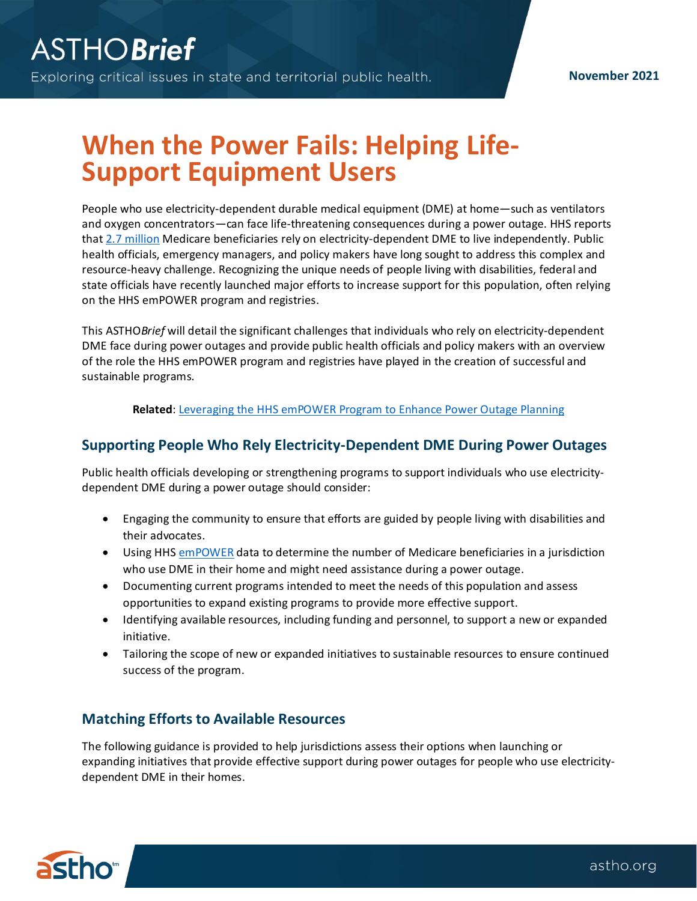# When the Power Fails: Helping Life-Support Equipment Users

People who use electricity-dependent durable medical equipment (DME) at home—such as ventilators and oxygen concentrators—can face life-threatening consequences during a power outage. HHS reports that 2.7 million Medicare beneficiaries rely on electricity-dependent DME to live independently. Public health officials, emergency managers, and policy makers have long sought to address this complex and resource-heavy challenge. Recognizing the unique needs of people living with disabilities, federal and state officials have recently launched major efforts to increase support for this population, often relying on the HHS emPOWER program and registries.

This ASTHO*Brief* will detail the significant challenges that individuals who rely on electricity-dependent DME face during power outages and provide public health officials and policy makers with an overview of the role the HHS emPOWER program and registries have played in the creation of successful and sustainable programs.

**Related**: Leveraging the HHS emPOWER Program to Enhance Power Outage Planning

## Supporting People Who Rely Electricity-Dependent DME During Power Outages

Public health officials developing or strengthening programs to support individuals who use electricity-dependent DME during a power outage should consider:

- Engaging the community to ensure that efforts are guided by people living with disabilities and their advocates.
- Using HHS emPOWER data to determine the number of Medicare beneficiaries in a jurisdiction who use DME in their home and might need assistance during a power outage.
- Documenting current programs intended to meet the needs of this population and assess opportunities to expand existing programs to provide more effective support.
- Identifying available resources, including funding and personnel, to support a new or expanded initiative.
- Tailoring the scope of new or expanded initiatives to sustainable resources to ensure continued success of the program.

## Matching Efforts to Available Resources

The following guidance is provided to help jurisdictions assess their options when launching or expanding initiatives that provide effective support during power outages for people who use electricity-dependent DME in their homes.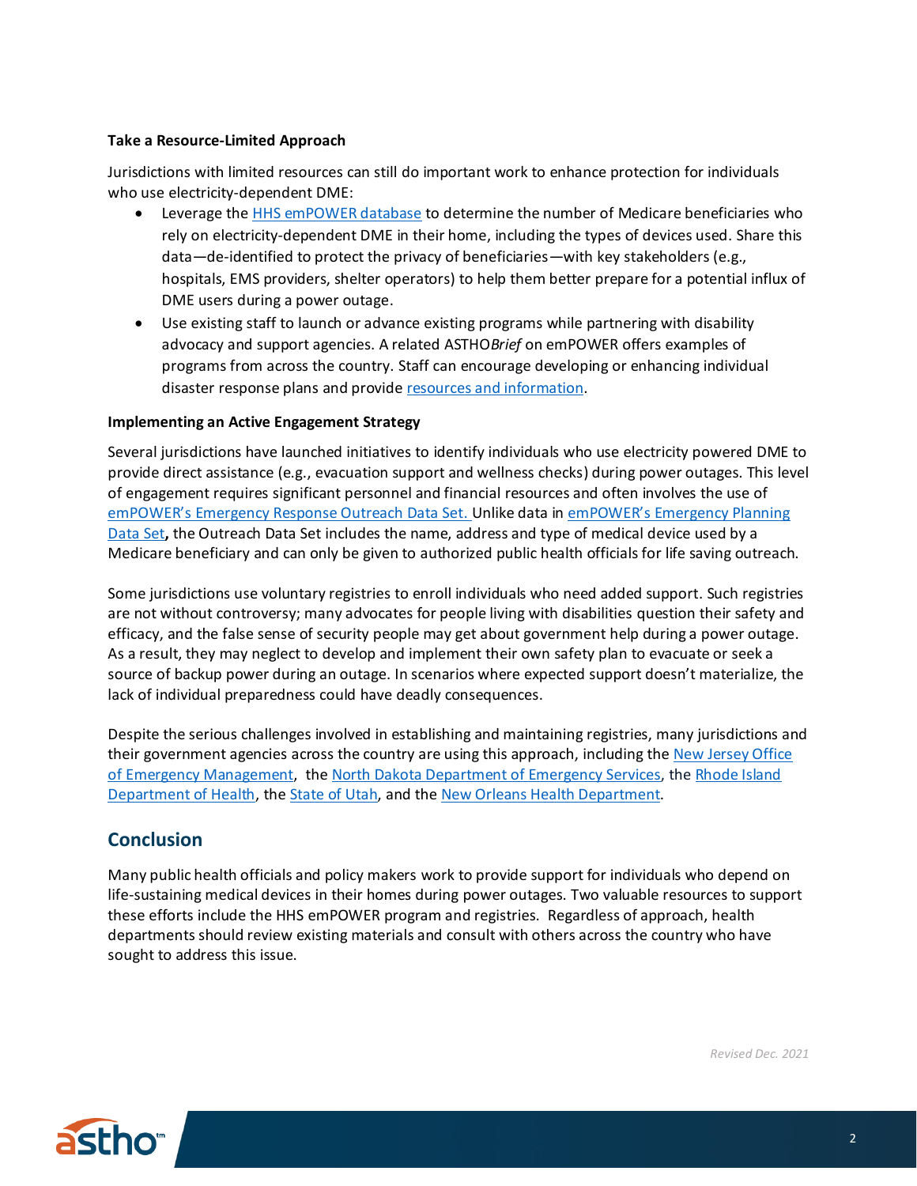**Take a Resource-Limited Approach**

Jurisdictions with limited resources can still do important work to enhance protection for individuals who use electricity-dependent DME:

- Leverage the HHS emPOWER database to determine the number of Medicare beneficiaries who rely on electricity-dependent DME in their home, including the types of devices used. Share this data—de-identified to protect the privacy of beneficiaries—with key stakeholders (e.g., hospitals, EMS providers, shelter operators) to help them better prepare for a potential influx of DME users during a power outage.
- Use existing staff to launch or advance existing programs while partnering with disability advocacy and support agencies. A related ASTHO*Brief* on emPOWER offers examples of programs from across the country. Staff can encourage developing or enhancing individual disaster response plans and provide resources and information.

**Implementing an Active Engagement Strategy**

Several jurisdictions have launched initiatives to identify individuals who use electricity powered DME to provide direct assistance (e.g., evacuation support and wellness checks) during power outages. This level of engagement requires significant personnel and financial resources and often involves the use of emPOWER's Emergency Response Outreach Data Set. Unlike data in emPOWER's Emergency Planning Data Set**,** the Outreach Data Set includes the name, address and type of medical device used by a Medicare beneficiary and can only be given to authorized public health officials for life saving outreach.

Some jurisdictions use voluntary registries to enroll individuals who need added support. Such registries are not without controversy; many advocates for people living with disabilities question their safety and efficacy, and the false sense of security people may get about government help during a power outage. As a result, they may neglect to develop and implement their own safety plan to evacuate or seek a source of backup power during an outage. In scenarios where expected support doesn't materialize, the lack of individual preparedness could have deadly consequences.

Despite the serious challenges involved in establishing and maintaining registries, many jurisdictions and their government agencies across the country are using this approach, including the New Jersey Office of Emergency Management, the North Dakota Department of Emergency Services, the Rhode Island Department of Health, the State of Utah, and the New Orleans Health Department.

## Conclusion

Many public health officials and policy makers work to provide support for individuals who depend on life-sustaining medical devices in their homes during power outages. Two valuable resources to support these efforts include the HHS emPOWER program and registries. Regardless of approach, health departments should review existing materials and consult with others across the country who have sought to address this issue.

*Revised Dec. 2021*